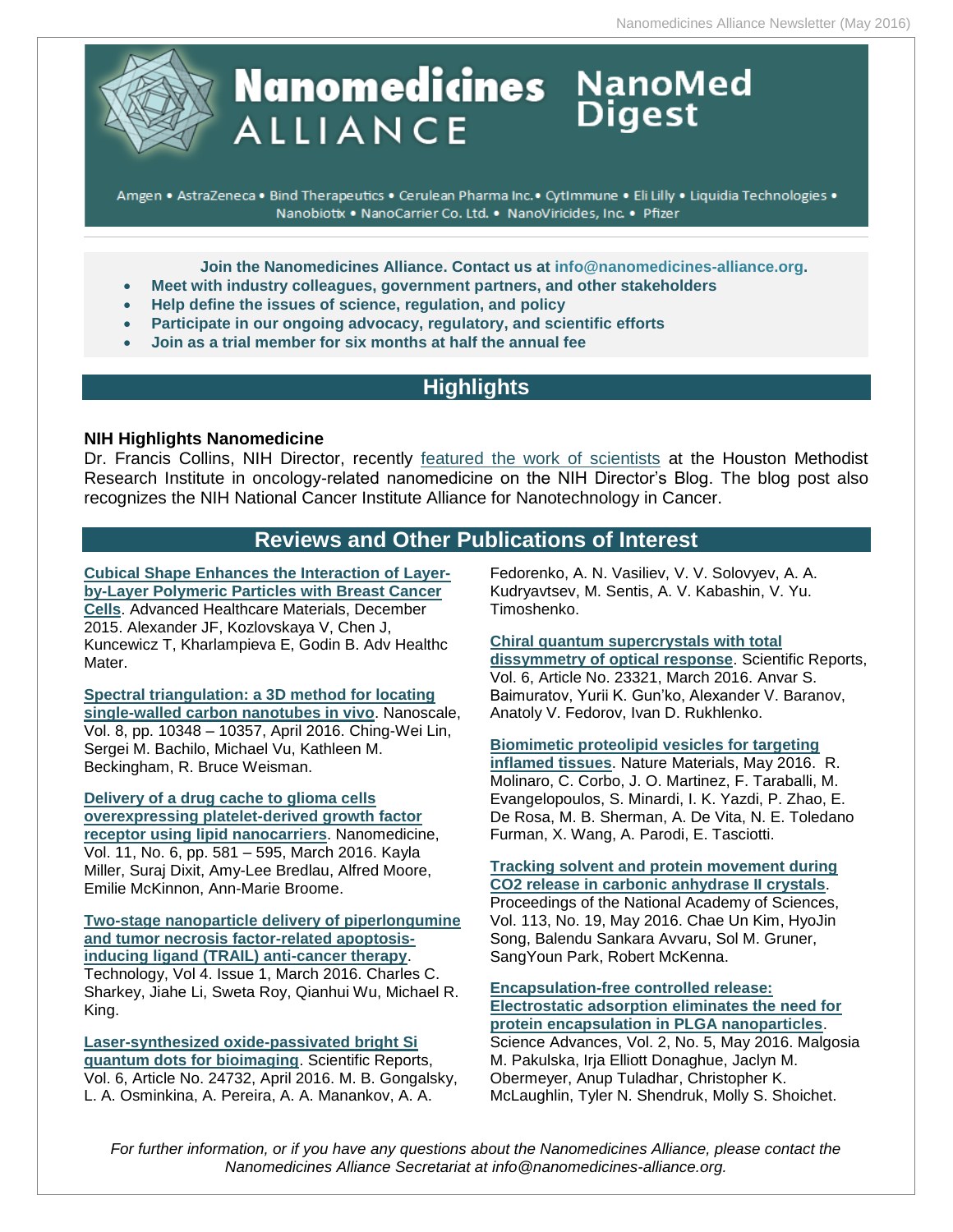# Nanomedicines ALLIANCE NanoMed Digest

Amgen • AstraZeneca • Bind Therapeutics • Cerulean Pharma Inc.• CytImmune • Eli Lilly • Liquidia Technologies • Nanobiotix • NanoCarrier Co. Ltd. • NanoViricides, Inc. • Pfizer

**Join the Nanomedicines Alliance. Contact us at info@nanomedicines-alliance.org.**

- **Meet with industry colleagues, government partners, and other stakeholders**
- **Help define the issues of science, regulation, and policy**
- **Participate in our ongoing advocacy, regulatory, and scientific efforts**
- **Join as a trial member for six months at half the annual fee**

## Highlights

**NIH Highlights Nanomedicine**

Dr. Francis Collins, NIH Director, recently featured the work of scientists at the Houston Methodist Research Institute in oncology-related nanomedicine on the NIH Director's Blog. The blog post also recognizes the NIH National Cancer Institute Alliance for Nanotechnology in Cancer.

## Reviews and Other Publications of Interest

**Cubical Shape Enhances the Interaction of Layer-by-Layer Polymeric Particles with Breast Cancer Cells**. Advanced Healthcare Materials, December 2015. Alexander JF, Kozlovskaya V, Chen J, Kuncewicz T, Kharlampieva E, Godin B. Adv Healthc Mater.

**Spectral triangulation: a 3D method for locating single-walled carbon nanotubes in vivo**. Nanoscale, Vol. 8, pp. 10348 – 10357, April 2016. Ching-Wei Lin, Sergei M. Bachilo, Michael Vu, Kathleen M. Beckingham, R. Bruce Weisman.

**Delivery of a drug cache to glioma cells overexpressing platelet-derived growth factor receptor using lipid nanocarriers**. Nanomedicine, Vol. 11, No. 6, pp. 581 – 595, March 2016. Kayla Miller, Suraj Dixit, Amy-Lee Bredlau, Alfred Moore, Emilie McKinnon, Ann-Marie Broome.

**Two-stage nanoparticle delivery of piperlongumine and tumor necrosis factor-related apoptosis-inducing ligand (TRAIL) anti-cancer therapy**. Technology, Vol 4. Issue 1, March 2016. Charles C. Sharkey, Jiahe Li, Sweta Roy, Qianhui Wu, Michael R. King.

**Laser-synthesized oxide-passivated bright Si quantum dots for bioimaging**. Scientific Reports, Vol. 6, Article No. 24732, April 2016. M. B. Gongalsky, L. A. Osminkina, A. Pereira, A. A. Manankov, A. A. Fedorenko, A. N. Vasiliev, V. V. Solovyev, A. A. Kudryavtsev, M. Sentis, A. V. Kabashin, V. Yu. Timoshenko.

**Chiral quantum supercrystals with total dissymmetry of optical response**. Scientific Reports, Vol. 6, Article No. 23321, March 2016. Anvar S. Baimuratov, Yurii K. Gun'ko, Alexander V. Baranov, Anatoly V. Fedorov, Ivan D. Rukhlenko.

**Biomimetic proteolipid vesicles for targeting inflamed tissues**. Nature Materials, May 2016. R. Molinaro, C. Corbo, J. O. Martinez, F. Taraballi, M. Evangelopoulos, S. Minardi, I. K. Yazdi, P. Zhao, E. De Rosa, M. B. Sherman, A. De Vita, N. E. Toledano Furman, X. Wang, A. Parodi, E. Tasciotti.

**Tracking solvent and protein movement during CO2 release in carbonic anhydrase II crystals**. Proceedings of the National Academy of Sciences, Vol. 113, No. 19, May 2016. Chae Un Kim, HyoJin Song, Balendu Sankara Avvaru, Sol M. Gruner, SangYoun Park, Robert McKenna.

**Encapsulation-free controlled release: Electrostatic adsorption eliminates the need for protein encapsulation in PLGA nanoparticles**. Science Advances, Vol. 2, No. 5, May 2016. Malgosia M. Pakulska, Irja Elliott Donaghue, Jaclyn M. Obermeyer, Anup Tuladhar, Christopher K. McLaughlin, Tyler N. Shendruk, Molly S. Shoichet.

*For further information, or if you have any questions about the Nanomedicines Alliance, please contact the Nanomedicines Alliance Secretariat at info@nanomedicines-alliance.org.*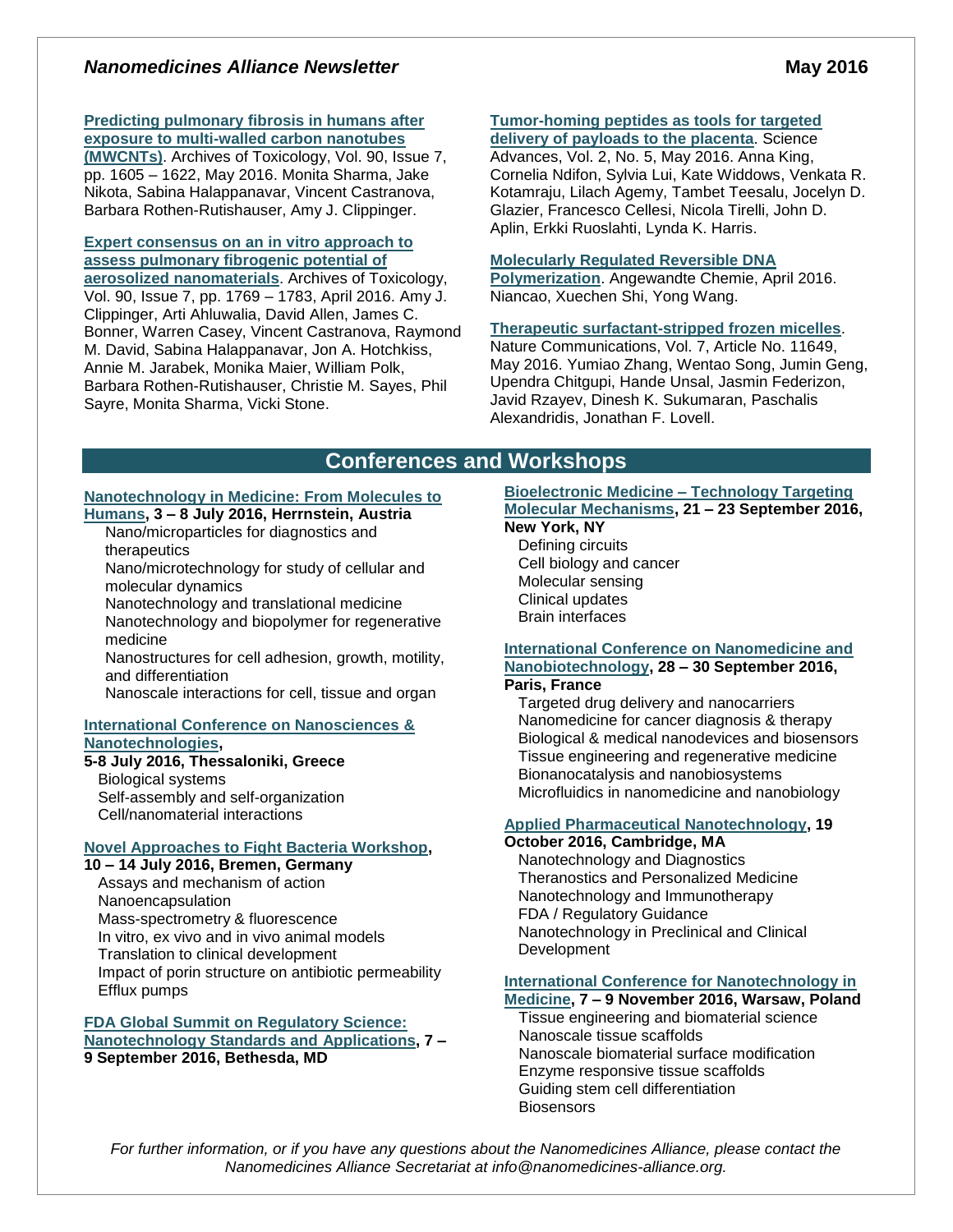**Predicting pulmonary fibrosis in humans after exposure to multi-walled carbon nanotubes (MWCNTs)**. Archives of Toxicology, Vol. 90, Issue 7, pp. 1605 – 1622, May 2016. Monita Sharma, Jake Nikota, Sabina Halappanavar, Vincent Castranova, Barbara Rothen-Rutishauser, Amy J. Clippinger.

**Expert consensus on an in vitro approach to assess pulmonary fibrogenic potential of aerosolized nanomaterials**. Archives of Toxicology, Vol. 90, Issue 7, pp. 1769 – 1783, April 2016. Amy J. Clippinger, Arti Ahluwalia, David Allen, James C. Bonner, Warren Casey, Vincent Castranova, Raymond M. David, Sabina Halappanavar, Jon A. Hotchkiss, Annie M. Jarabek, Monika Maier, William Polk, Barbara Rothen-Rutishauser, Christie M. Sayes, Phil Sayre, Monita Sharma, Vicki Stone.

**Tumor-homing peptides as tools for targeted delivery of payloads to the placenta**. Science Advances, Vol. 2, No. 5, May 2016. Anna King, Cornelia Ndifon, Sylvia Lui, Kate Widdows, Venkata R. Kotamraju, Lilach Agemy, Tambet Teesalu, Jocelyn D. Glazier, Francesco Cellesi, Nicola Tirelli, John D. Aplin, Erkki Ruoslahti, Lynda K. Harris.

**Molecularly Regulated Reversible DNA Polymerization**. Angewandte Chemie, April 2016. Niancao, Xuechen Shi, Yong Wang.

**Therapeutic surfactant-stripped frozen micelles**. Nature Communications, Vol. 7, Article No. 11649, May 2016. Yumiao Zhang, Wentao Song, Jumin Geng, Upendra Chitgupi, Hande Unsal, Jasmin Federizon, Javid Rzayev, Dinesh K. Sukumaran, Paschalis Alexandridis, Jonathan F. Lovell.

## Conferences and Workshops

**Nanotechnology in Medicine: From Molecules to Humans, 3 – 8 July 2016, Herrnstein, Austria**
- Nano/microparticles for diagnostics and therapeutics
- Nano/microtechnology for study of cellular and molecular dynamics
- Nanotechnology and translational medicine
- Nanotechnology and biopolymer for regenerative medicine
- Nanostructures for cell adhesion, growth, motility, and differentiation
- Nanoscale interactions for cell, tissue and organ

**International Conference on Nanosciences & Nanotechnologies, 5-8 July 2016, Thessaloniki, Greece**
- Biological systems
- Self-assembly and self-organization
- Cell/nanomaterial interactions

**Novel Approaches to Fight Bacteria Workshop, 10 – 14 July 2016, Bremen, Germany**
- Assays and mechanism of action
- Nanoencapsulation
- Mass-spectrometry & fluorescence
- In vitro, ex vivo and in vivo animal models
- Translation to clinical development
- Impact of porin structure on antibiotic permeability
- Efflux pumps

**FDA Global Summit on Regulatory Science: Nanotechnology Standards and Applications, 7 – 9 September 2016, Bethesda, MD**

**Bioelectronic Medicine – Technology Targeting Molecular Mechanisms, 21 – 23 September 2016, New York, NY**
- Defining circuits
- Cell biology and cancer
- Molecular sensing
- Clinical updates
- Brain interfaces

**International Conference on Nanomedicine and Nanobiotechnology, 28 – 30 September 2016, Paris, France**
- Targeted drug delivery and nanocarriers
- Nanomedicine for cancer diagnosis & therapy
- Biological & medical nanodevices and biosensors
- Tissue engineering and regenerative medicine
- Bionanocatalysis and nanobiosystems
- Microfluidics in nanomedicine and nanobiology

**Applied Pharmaceutical Nanotechnology, 19 October 2016, Cambridge, MA**
- Nanotechnology and Diagnostics
- Theranostics and Personalized Medicine
- Nanotechnology and Immunotherapy
- FDA / Regulatory Guidance
- Nanotechnology in Preclinical and Clinical Development

**International Conference for Nanotechnology in Medicine, 7 – 9 November 2016, Warsaw, Poland**
- Tissue engineering and biomaterial science
- Nanoscale tissue scaffolds
- Nanoscale biomaterial surface modification
- Enzyme responsive tissue scaffolds
- Guiding stem cell differentiation
- Biosensors

*For further information, or if you have any questions about the Nanomedicines Alliance, please contact the Nanomedicines Alliance Secretariat at info@nanomedicines-alliance.org.*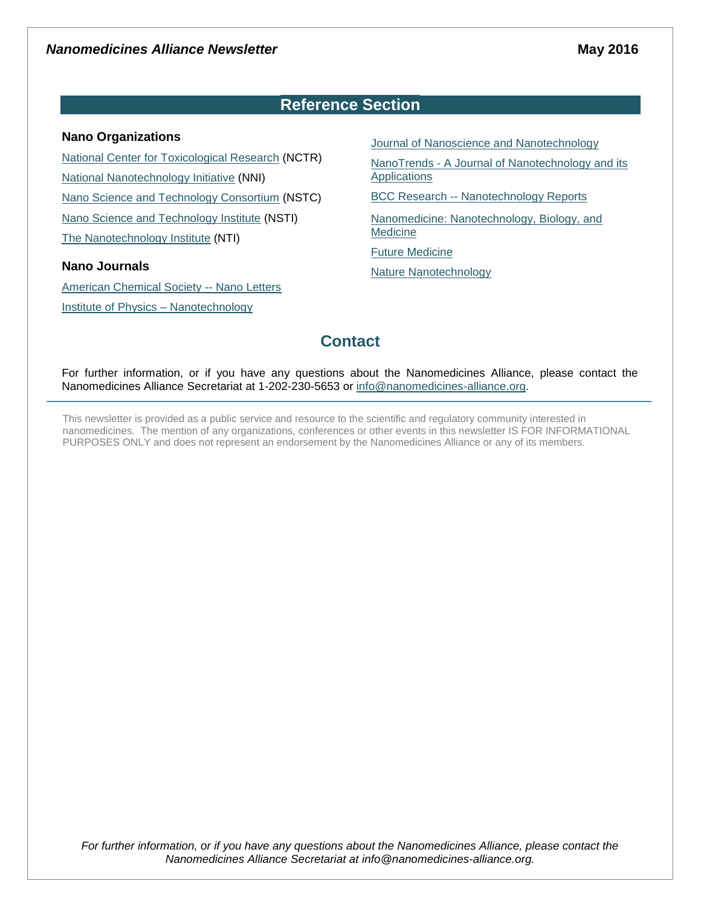## Reference Section

### Nano Organizations

National Center for Toxicological Research (NCTR)

National Nanotechnology Initiative (NNI)

Nano Science and Technology Consortium (NSTC)

Nano Science and Technology Institute (NSTI)

The Nanotechnology Institute (NTI)

### Nano Journals

American Chemical Society -- Nano Letters

Institute of Physics – Nanotechnology

Journal of Nanoscience and Nanotechnology

NanoTrends - A Journal of Nanotechnology and its Applications

BCC Research -- Nanotechnology Reports

Nanomedicine: Nanotechnology, Biology, and Medicine

Future Medicine

Nature Nanotechnology

## Contact

For further information, or if you have any questions about the Nanomedicines Alliance, please contact the Nanomedicines Alliance Secretariat at 1-202-230-5653 or info@nanomedicines-alliance.org.

---

This newsletter is provided as a public service and resource to the scientific and regulatory community interested in nanomedicines. The mention of any organizations, conferences or other events in this newsletter IS FOR INFORMATIONAL PURPOSES ONLY and does not represent an endorsement by the Nanomedicines Alliance or any of its members.